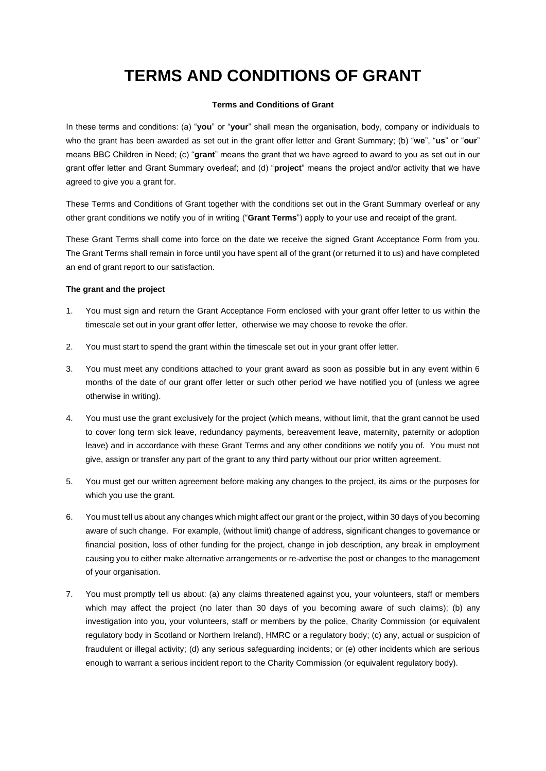# TERMS AND CONDITIONS OF GRANT

**Terms and Conditions of Grant**

In these terms and conditions: (a) "**you**" or "**your**" shall mean the organisation, body, company or individuals to who the grant has been awarded as set out in the grant offer letter and Grant Summary; (b) "**we**", "**us**" or "**our**" means BBC Children in Need; (c) "**grant**" means the grant that we have agreed to award to you as set out in our grant offer letter and Grant Summary overleaf; and (d) "**project**" means the project and/or activity that we have agreed to give you a grant for.

These Terms and Conditions of Grant together with the conditions set out in the Grant Summary overleaf or any other grant conditions we notify you of in writing ("**Grant Terms**") apply to your use and receipt of the grant.

These Grant Terms shall come into force on the date we receive the signed Grant Acceptance Form from you. The Grant Terms shall remain in force until you have spent all of the grant (or returned it to us) and have completed an end of grant report to our satisfaction.

**The grant and the project**

1. You must sign and return the Grant Acceptance Form enclosed with your grant offer letter to us within the timescale set out in your grant offer letter, otherwise we may choose to revoke the offer.

2. You must start to spend the grant within the timescale set out in your grant offer letter.

3. You must meet any conditions attached to your grant award as soon as possible but in any event within 6 months of the date of our grant offer letter or such other period we have notified you of (unless we agree otherwise in writing).

4. You must use the grant exclusively for the project (which means, without limit, that the grant cannot be used to cover long term sick leave, redundancy payments, bereavement leave, maternity, paternity or adoption leave) and in accordance with these Grant Terms and any other conditions we notify you of. You must not give, assign or transfer any part of the grant to any third party without our prior written agreement.

5. You must get our written agreement before making any changes to the project, its aims or the purposes for which you use the grant.

6. You must tell us about any changes which might affect our grant or the project, within 30 days of you becoming aware of such change. For example, (without limit) change of address, significant changes to governance or financial position, loss of other funding for the project, change in job description, any break in employment causing you to either make alternative arrangements or re-advertise the post or changes to the management of your organisation.

7. You must promptly tell us about: (a) any claims threatened against you, your volunteers, staff or members which may affect the project (no later than 30 days of you becoming aware of such claims); (b) any investigation into you, your volunteers, staff or members by the police, Charity Commission (or equivalent regulatory body in Scotland or Northern Ireland), HMRC or a regulatory body; (c) any, actual or suspicion of fraudulent or illegal activity; (d) any serious safeguarding incidents; or (e) other incidents which are serious enough to warrant a serious incident report to the Charity Commission (or equivalent regulatory body).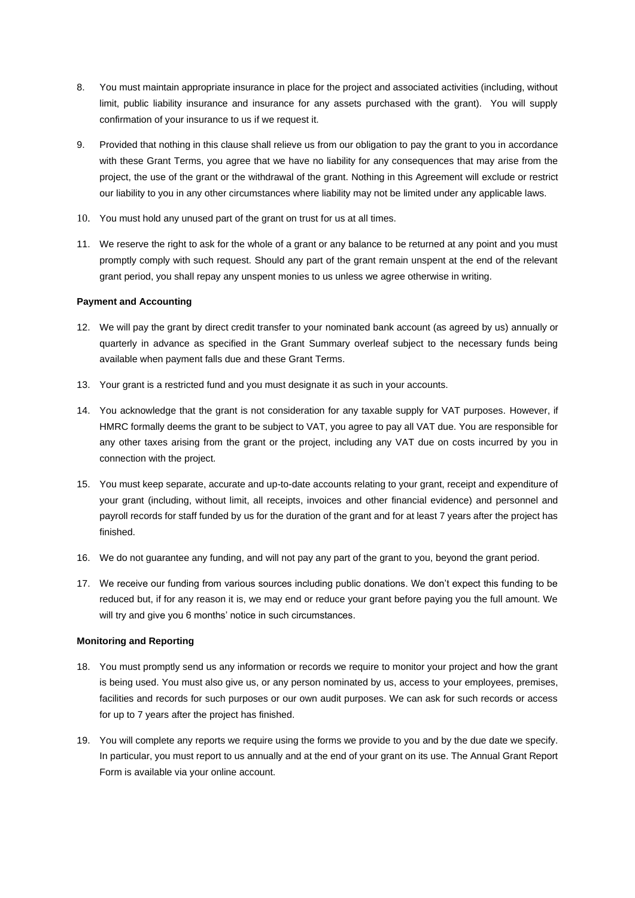8. You must maintain appropriate insurance in place for the project and associated activities (including, without limit, public liability insurance and insurance for any assets purchased with the grant). You will supply confirmation of your insurance to us if we request it.

9. Provided that nothing in this clause shall relieve us from our obligation to pay the grant to you in accordance with these Grant Terms, you agree that we have no liability for any consequences that may arise from the project, the use of the grant or the withdrawal of the grant. Nothing in this Agreement will exclude or restrict our liability to you in any other circumstances where liability may not be limited under any applicable laws.

10. You must hold any unused part of the grant on trust for us at all times.

11. We reserve the right to ask for the whole of a grant or any balance to be returned at any point and you must promptly comply with such request. Should any part of the grant remain unspent at the end of the relevant grant period, you shall repay any unspent monies to us unless we agree otherwise in writing.

**Payment and Accounting**

12. We will pay the grant by direct credit transfer to your nominated bank account (as agreed by us) annually or quarterly in advance as specified in the Grant Summary overleaf subject to the necessary funds being available when payment falls due and these Grant Terms.

13. Your grant is a restricted fund and you must designate it as such in your accounts.

14. You acknowledge that the grant is not consideration for any taxable supply for VAT purposes. However, if HMRC formally deems the grant to be subject to VAT, you agree to pay all VAT due. You are responsible for any other taxes arising from the grant or the project, including any VAT due on costs incurred by you in connection with the project.

15. You must keep separate, accurate and up-to-date accounts relating to your grant, receipt and expenditure of your grant (including, without limit, all receipts, invoices and other financial evidence) and personnel and payroll records for staff funded by us for the duration of the grant and for at least 7 years after the project has finished.

16. We do not guarantee any funding, and will not pay any part of the grant to you, beyond the grant period.

17. We receive our funding from various sources including public donations. We don't expect this funding to be reduced but, if for any reason it is, we may end or reduce your grant before paying you the full amount. We will try and give you 6 months' notice in such circumstances.

**Monitoring and Reporting**

18. You must promptly send us any information or records we require to monitor your project and how the grant is being used. You must also give us, or any person nominated by us, access to your employees, premises, facilities and records for such purposes or our own audit purposes. We can ask for such records or access for up to 7 years after the project has finished.

19. You will complete any reports we require using the forms we provide to you and by the due date we specify. In particular, you must report to us annually and at the end of your grant on its use. The Annual Grant Report Form is available via your online account.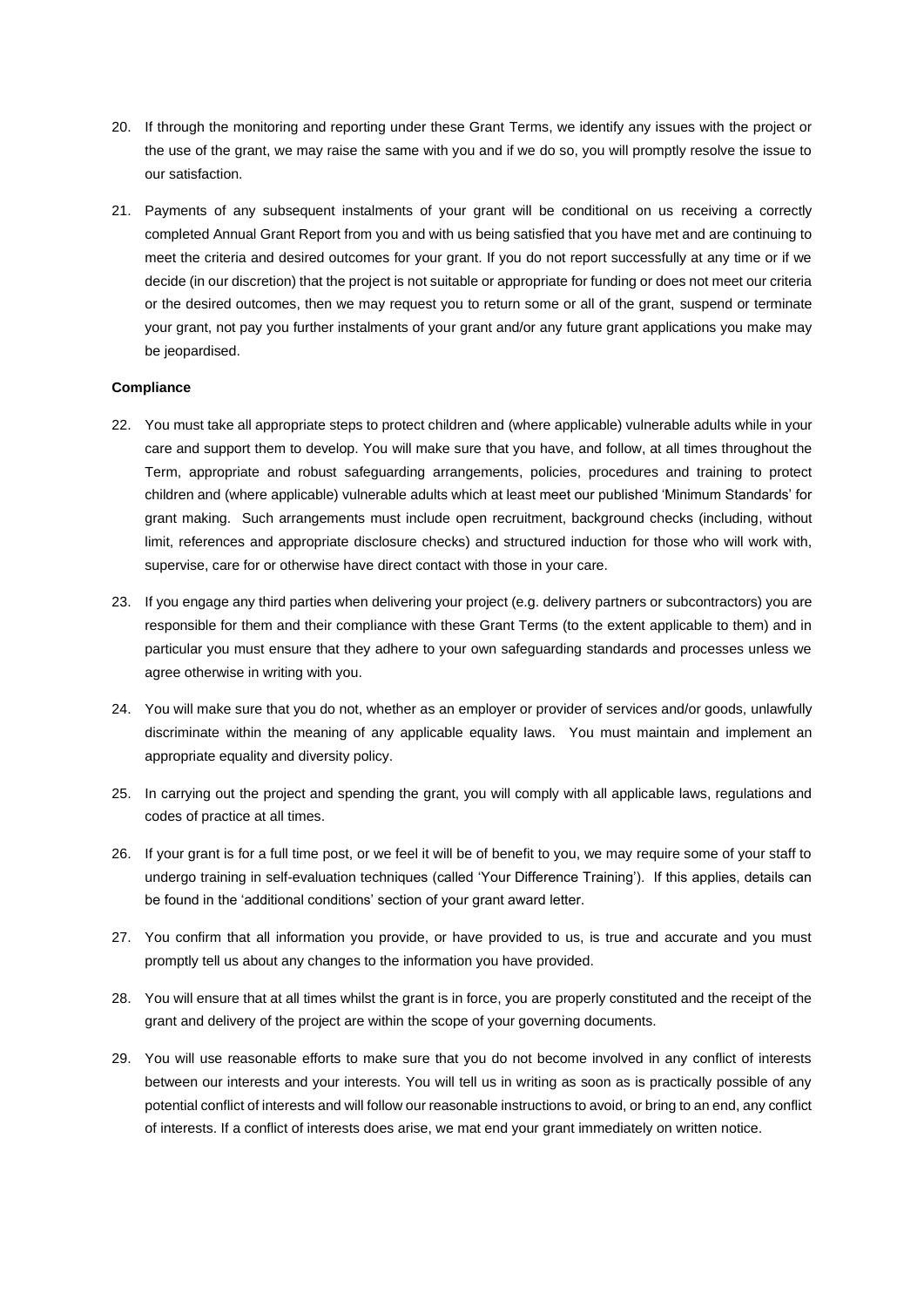20. If through the monitoring and reporting under these Grant Terms, we identify any issues with the project or the use of the grant, we may raise the same with you and if we do so, you will promptly resolve the issue to our satisfaction.

21. Payments of any subsequent instalments of your grant will be conditional on us receiving a correctly completed Annual Grant Report from you and with us being satisfied that you have met and are continuing to meet the criteria and desired outcomes for your grant. If you do not report successfully at any time or if we decide (in our discretion) that the project is not suitable or appropriate for funding or does not meet our criteria or the desired outcomes, then we may request you to return some or all of the grant, suspend or terminate your grant, not pay you further instalments of your grant and/or any future grant applications you make may be jeopardised.

**Compliance**

22. You must take all appropriate steps to protect children and (where applicable) vulnerable adults while in your care and support them to develop. You will make sure that you have, and follow, at all times throughout the Term, appropriate and robust safeguarding arrangements, policies, procedures and training to protect children and (where applicable) vulnerable adults which at least meet our published 'Minimum Standards' for grant making. Such arrangements must include open recruitment, background checks (including, without limit, references and appropriate disclosure checks) and structured induction for those who will work with, supervise, care for or otherwise have direct contact with those in your care.

23. If you engage any third parties when delivering your project (e.g. delivery partners or subcontractors) you are responsible for them and their compliance with these Grant Terms (to the extent applicable to them) and in particular you must ensure that they adhere to your own safeguarding standards and processes unless we agree otherwise in writing with you.

24. You will make sure that you do not, whether as an employer or provider of services and/or goods, unlawfully discriminate within the meaning of any applicable equality laws. You must maintain and implement an appropriate equality and diversity policy.

25. In carrying out the project and spending the grant, you will comply with all applicable laws, regulations and codes of practice at all times.

26. If your grant is for a full time post, or we feel it will be of benefit to you, we may require some of your staff to undergo training in self-evaluation techniques (called 'Your Difference Training'). If this applies, details can be found in the 'additional conditions' section of your grant award letter.

27. You confirm that all information you provide, or have provided to us, is true and accurate and you must promptly tell us about any changes to the information you have provided.

28. You will ensure that at all times whilst the grant is in force, you are properly constituted and the receipt of the grant and delivery of the project are within the scope of your governing documents.

29. You will use reasonable efforts to make sure that you do not become involved in any conflict of interests between our interests and your interests. You will tell us in writing as soon as is practically possible of any potential conflict of interests and will follow our reasonable instructions to avoid, or bring to an end, any conflict of interests. If a conflict of interests does arise, we mat end your grant immediately on written notice.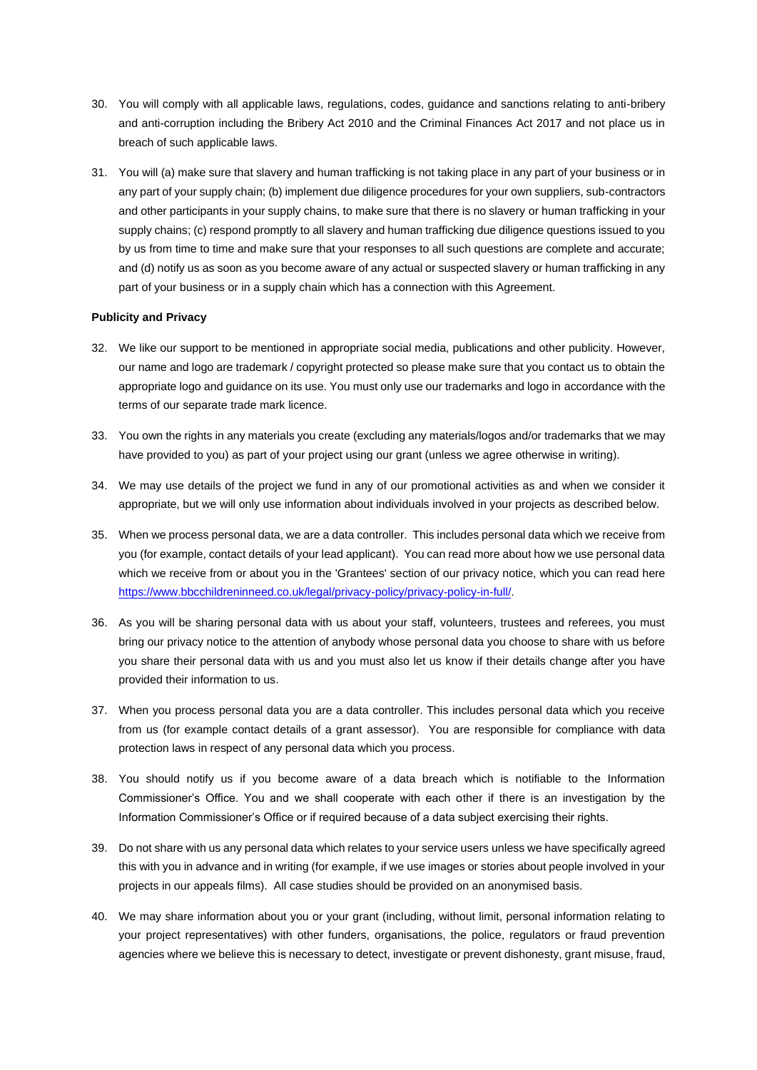30. You will comply with all applicable laws, regulations, codes, guidance and sanctions relating to anti-bribery and anti-corruption including the Bribery Act 2010 and the Criminal Finances Act 2017 and not place us in breach of such applicable laws.

31. You will (a) make sure that slavery and human trafficking is not taking place in any part of your business or in any part of your supply chain; (b) implement due diligence procedures for your own suppliers, sub-contractors and other participants in your supply chains, to make sure that there is no slavery or human trafficking in your supply chains; (c) respond promptly to all slavery and human trafficking due diligence questions issued to you by us from time to time and make sure that your responses to all such questions are complete and accurate; and (d) notify us as soon as you become aware of any actual or suspected slavery or human trafficking in any part of your business or in a supply chain which has a connection with this Agreement.

**Publicity and Privacy**

32. We like our support to be mentioned in appropriate social media, publications and other publicity. However, our name and logo are trademark / copyright protected so please make sure that you contact us to obtain the appropriate logo and guidance on its use. You must only use our trademarks and logo in accordance with the terms of our separate trade mark licence.

33. You own the rights in any materials you create (excluding any materials/logos and/or trademarks that we may have provided to you) as part of your project using our grant (unless we agree otherwise in writing).

34. We may use details of the project we fund in any of our promotional activities as and when we consider it appropriate, but we will only use information about individuals involved in your projects as described below.

35. When we process personal data, we are a data controller. This includes personal data which we receive from you (for example, contact details of your lead applicant). You can read more about how we use personal data which we receive from or about you in the 'Grantees' section of our privacy notice, which you can read here [https://www.bbcchildreninneed.co.uk/legal/privacy-policy/privacy-policy-in-full/](https://www.bbcchildreninneed.co.uk/legal/privacy-policy/privacy-policy-in-full/).

36. As you will be sharing personal data with us about your staff, volunteers, trustees and referees, you must bring our privacy notice to the attention of anybody whose personal data you choose to share with us before you share their personal data with us and you must also let us know if their details change after you have provided their information to us.

37. When you process personal data you are a data controller. This includes personal data which you receive from us (for example contact details of a grant assessor). You are responsible for compliance with data protection laws in respect of any personal data which you process.

38. You should notify us if you become aware of a data breach which is notifiable to the Information Commissioner's Office. You and we shall cooperate with each other if there is an investigation by the Information Commissioner's Office or if required because of a data subject exercising their rights.

39. Do not share with us any personal data which relates to your service users unless we have specifically agreed this with you in advance and in writing (for example, if we use images or stories about people involved in your projects in our appeals films). All case studies should be provided on an anonymised basis.

40. We may share information about you or your grant (including, without limit, personal information relating to your project representatives) with other funders, organisations, the police, regulators or fraud prevention agencies where we believe this is necessary to detect, investigate or prevent dishonesty, grant misuse, fraud,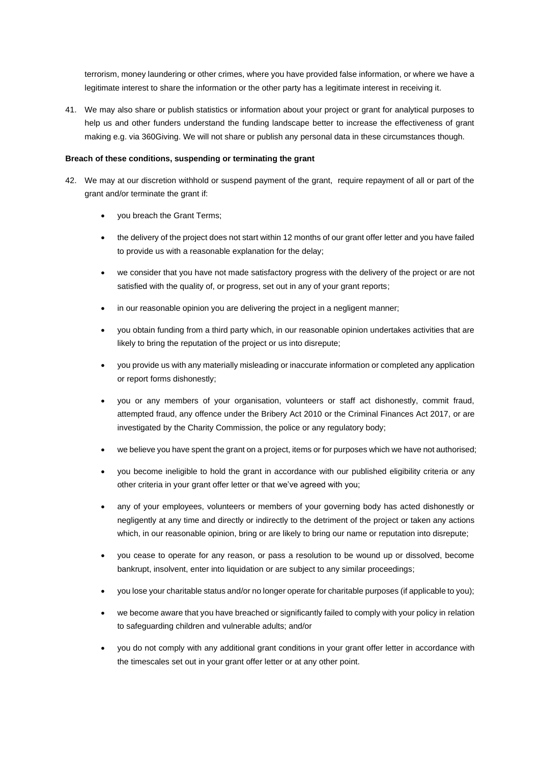terrorism, money laundering or other crimes, where you have provided false information, or where we have a legitimate interest to share the information or the other party has a legitimate interest in receiving it.

41. We may also share or publish statistics or information about your project or grant for analytical purposes to help us and other funders understand the funding landscape better to increase the effectiveness of grant making e.g. via 360Giving. We will not share or publish any personal data in these circumstances though.

**Breach of these conditions, suspending or terminating the grant**

42. We may at our discretion withhold or suspend payment of the grant, require repayment of all or part of the grant and/or terminate the grant if:

    - you breach the Grant Terms;
    - the delivery of the project does not start within 12 months of our grant offer letter and you have failed to provide us with a reasonable explanation for the delay;
    - we consider that you have not made satisfactory progress with the delivery of the project or are not satisfied with the quality of, or progress, set out in any of your grant reports;
    - in our reasonable opinion you are delivering the project in a negligent manner;
    - you obtain funding from a third party which, in our reasonable opinion undertakes activities that are likely to bring the reputation of the project or us into disrepute;
    - you provide us with any materially misleading or inaccurate information or completed any application or report forms dishonestly;
    - you or any members of your organisation, volunteers or staff act dishonestly, commit fraud, attempted fraud, any offence under the Bribery Act 2010 or the Criminal Finances Act 2017, or are investigated by the Charity Commission, the police or any regulatory body;
    - we believe you have spent the grant on a project, items or for purposes which we have not authorised;
    - you become ineligible to hold the grant in accordance with our published eligibility criteria or any other criteria in your grant offer letter or that we've agreed with you;
    - any of your employees, volunteers or members of your governing body has acted dishonestly or negligently at any time and directly or indirectly to the detriment of the project or taken any actions which, in our reasonable opinion, bring or are likely to bring our name or reputation into disrepute;
    - you cease to operate for any reason, or pass a resolution to be wound up or dissolved, become bankrupt, insolvent, enter into liquidation or are subject to any similar proceedings;
    - you lose your charitable status and/or no longer operate for charitable purposes (if applicable to you);
    - we become aware that you have breached or significantly failed to comply with your policy in relation to safeguarding children and vulnerable adults; and/or
    - you do not comply with any additional grant conditions in your grant offer letter in accordance with the timescales set out in your grant offer letter or at any other point.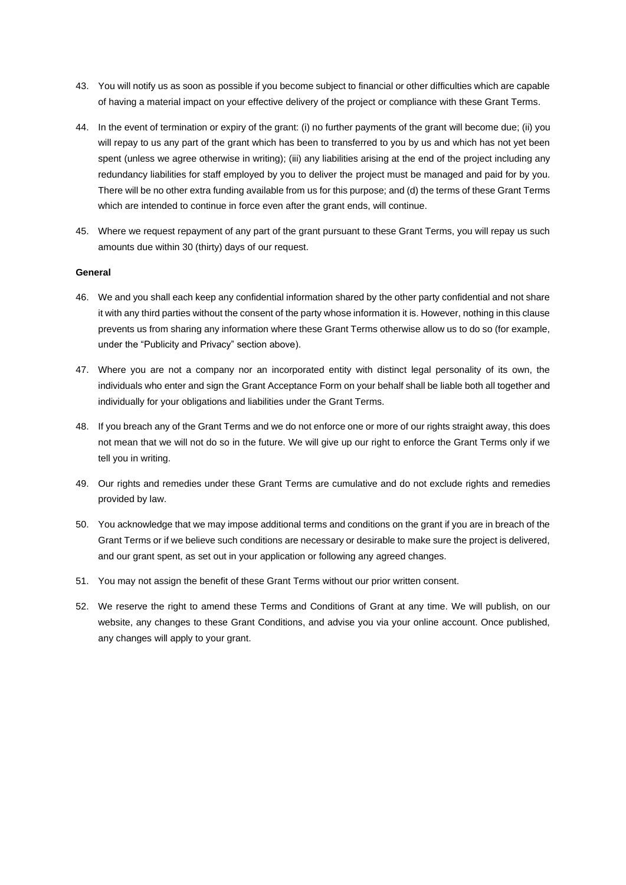43. You will notify us as soon as possible if you become subject to financial or other difficulties which are capable of having a material impact on your effective delivery of the project or compliance with these Grant Terms.

44. In the event of termination or expiry of the grant: (i) no further payments of the grant will become due; (ii) you will repay to us any part of the grant which has been to transferred to you by us and which has not yet been spent (unless we agree otherwise in writing); (iii) any liabilities arising at the end of the project including any redundancy liabilities for staff employed by you to deliver the project must be managed and paid for by you. There will be no other extra funding available from us for this purpose; and (d) the terms of these Grant Terms which are intended to continue in force even after the grant ends, will continue.

45. Where we request repayment of any part of the grant pursuant to these Grant Terms, you will repay us such amounts due within 30 (thirty) days of our request.

**General**

46. We and you shall each keep any confidential information shared by the other party confidential and not share it with any third parties without the consent of the party whose information it is. However, nothing in this clause prevents us from sharing any information where these Grant Terms otherwise allow us to do so (for example, under the "Publicity and Privacy" section above).

47. Where you are not a company nor an incorporated entity with distinct legal personality of its own, the individuals who enter and sign the Grant Acceptance Form on your behalf shall be liable both all together and individually for your obligations and liabilities under the Grant Terms.

48. If you breach any of the Grant Terms and we do not enforce one or more of our rights straight away, this does not mean that we will not do so in the future. We will give up our right to enforce the Grant Terms only if we tell you in writing.

49. Our rights and remedies under these Grant Terms are cumulative and do not exclude rights and remedies provided by law.

50. You acknowledge that we may impose additional terms and conditions on the grant if you are in breach of the Grant Terms or if we believe such conditions are necessary or desirable to make sure the project is delivered, and our grant spent, as set out in your application or following any agreed changes.

51. You may not assign the benefit of these Grant Terms without our prior written consent.

52. We reserve the right to amend these Terms and Conditions of Grant at any time. We will publish, on our website, any changes to these Grant Conditions, and advise you via your online account. Once published, any changes will apply to your grant.